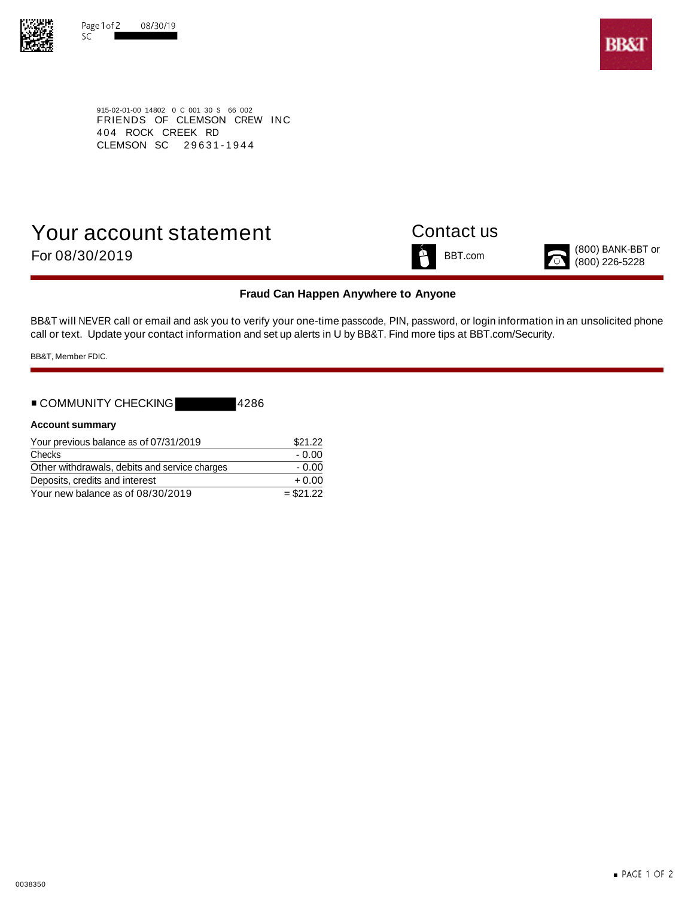915-02-01-00 14802 0 C 001 30 S 66 002
FRIENDS OF CLEMSON CREW INC
404 ROCK CREEK RD
CLEMSON SC 29631-1944

# Your account statement

For 08/30/2019

## Contact us

BBT.com

(800) BANK-BBT or (800) 226-5228

**Fraud Can Happen Anywhere to Anyone**

BB&T will NEVER call or email and ask you to verify your one-time passcode, PIN, password, or login information in an unsolicited phone call or text. Update your contact information and set up alerts in U by BB&T. Find more tips at BBT.com/Security.

BB&T, Member FDIC.

■ COMMUNITY CHECKING 4286

**Account summary**

| | |
|---|---|
| Your previous balance as of 07/31/2019 | $21.22 |
| Checks | - 0.00 |
| Other withdrawals, debits and service charges | - 0.00 |
| Deposits, credits and interest | + 0.00 |
| Your new balance as of 08/30/2019 | = $21.22 |

0038350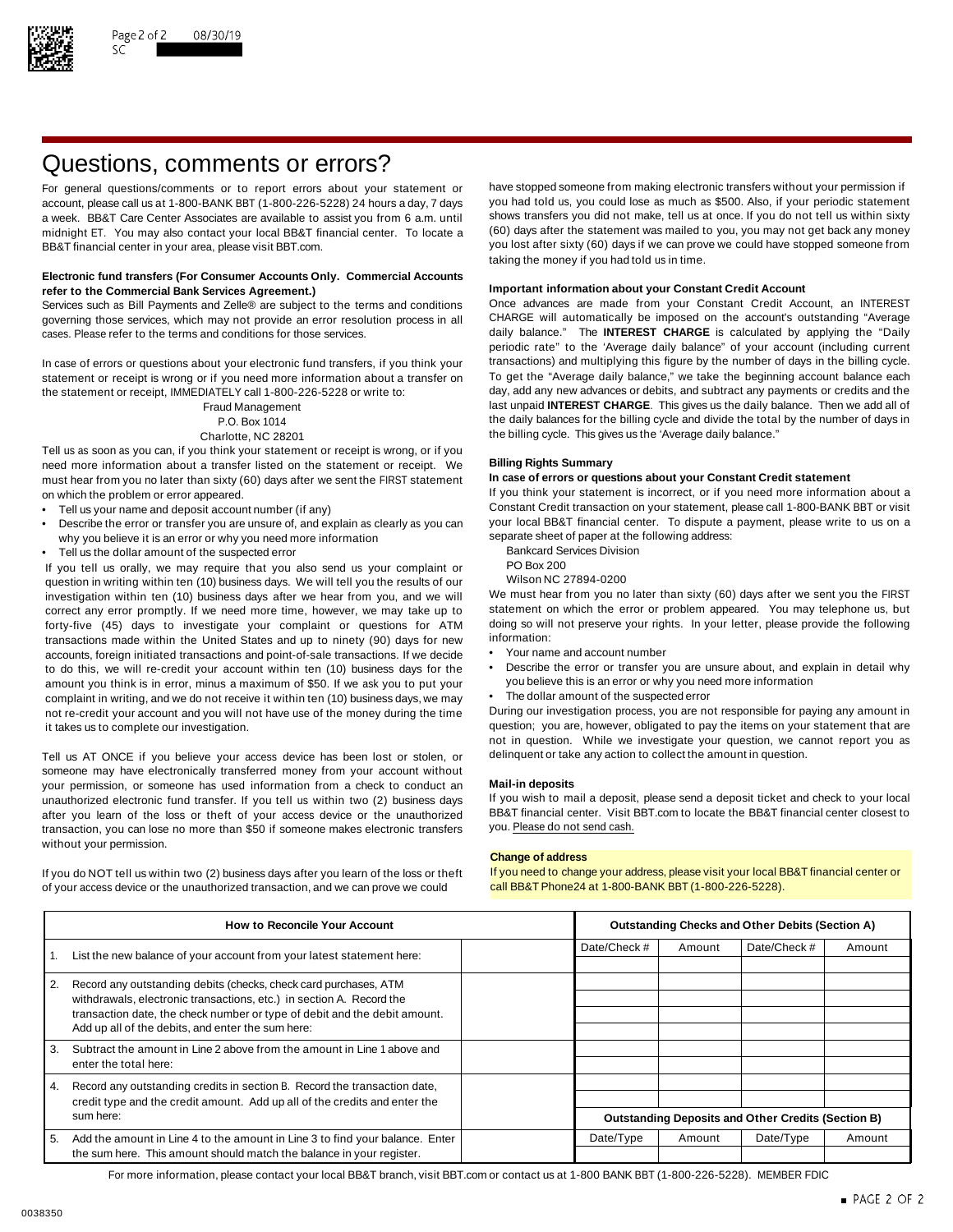# Questions, comments or errors?

For general questions/comments or to report errors about your statement or account, please call us at 1-800-BANK BBT (1-800-226-5228) 24 hours a day, 7 days a week. BB&T Care Center Associates are available to assist you from 6 a.m. until midnight ET. You may also contact your local BB&T financial center. To locate a BB&T financial center in your area, please visit BBT.com.

**Electronic fund transfers (For Consumer Accounts Only. Commercial Accounts refer to the Commercial Bank Services Agreement.)**

Services such as Bill Payments and Zelle® are subject to the terms and conditions governing those services, which may not provide an error resolution process in all cases. Please refer to the terms and conditions for those services.

In case of errors or questions about your electronic fund transfers, if you think your statement or receipt is wrong or if you need more information about a transfer on the statement or receipt, IMMEDIATELY call 1-800-226-5228 or write to:

Fraud Management
P.O. Box 1014
Charlotte, NC 28201

Tell us as soon as you can, if you think your statement or receipt is wrong, or if you need more information about a transfer listed on the statement or receipt. We must hear from you no later than sixty (60) days after we sent the FIRST statement on which the problem or error appeared.

- Tell us your name and deposit account number (if any)
- Describe the error or transfer you are unsure of, and explain as clearly as you can why you believe it is an error or why you need more information
- Tell us the dollar amount of the suspected error

If you tell us orally, we may require that you also send us your complaint or question in writing within ten (10) business days. We will tell you the results of our investigation within ten (10) business days after we hear from you, and we will correct any error promptly. If we need more time, however, we may take up to forty-five (45) days to investigate your complaint or questions for ATM transactions made within the United States and up to ninety (90) days for new accounts, foreign initiated transactions and point-of-sale transactions. If we decide to do this, we will re-credit your account within ten (10) business days for the amount you think is in error, minus a maximum of $50. If we ask you to put your complaint in writing, and we do not receive it within ten (10) business days, we may not re-credit your account and you will not have use of the money during the time it takes us to complete our investigation.

Tell us AT ONCE if you believe your access device has been lost or stolen, or someone may have electronically transferred money from your account without your permission, or someone has used information from a check to conduct an unauthorized electronic fund transfer. If you tell us within two (2) business days after you learn of the loss or theft of your access device or the unauthorized transaction, you can lose no more than $50 if someone makes electronic transfers without your permission.

If you do NOT tell us within two (2) business days after you learn of the loss or theft of your access device or the unauthorized transaction, and we can prove we could have stopped someone from making electronic transfers without your permission if you had told us, you could lose as much as $500. Also, if your periodic statement shows transfers you did not make, tell us at once. If you do not tell us within sixty (60) days after the statement was mailed to you, you may not get back any money you lost after sixty (60) days if we can prove we could have stopped someone from taking the money if you had told us in time.

**Important information about your Constant Credit Account**

Once advances are made from your Constant Credit Account, an INTEREST CHARGE will automatically be imposed on the account's outstanding "Average daily balance." The **INTEREST CHARGE** is calculated by applying the "Daily periodic rate" to the 'Average daily balance" of your account (including current transactions) and multiplying this figure by the number of days in the billing cycle. To get the "Average daily balance," we take the beginning account balance each day, add any new advances or debits, and subtract any payments or credits and the last unpaid **INTEREST CHARGE**. This gives us the daily balance. Then we add all of the daily balances for the billing cycle and divide the total by the number of days in the billing cycle. This gives us the 'Average daily balance."

**Billing Rights Summary**

**In case of errors or questions about your Constant Credit statement**

If you think your statement is incorrect, or if you need more information about a Constant Credit transaction on your statement, please call 1-800-BANK BBT or visit your local BB&T financial center. To dispute a payment, please write to us on a separate sheet of paper at the following address:

Bankcard Services Division
PO Box 200
Wilson NC 27894-0200

We must hear from you no later than sixty (60) days after we sent you the FIRST statement on which the error or problem appeared. You may telephone us, but doing so will not preserve your rights. In your letter, please provide the following information:

- Your name and account number
- Describe the error or transfer you are unsure about, and explain in detail why you believe this is an error or why you need more information
- The dollar amount of the suspected error

During our investigation process, you are not responsible for paying any amount in question; you are, however, obligated to pay the items on your statement that are not in question. While we investigate your question, we cannot report you as delinquent or take any action to collect the amount in question.

**Mail-in deposits**

If you wish to mail a deposit, please send a deposit ticket and check to your local BB&T financial center. Visit BBT.com to locate the BB&T financial center closest to you. Please do not send cash.

**Change of address**

If you need to change your address, please visit your local BB&T financial center or call BB&T Phone24 at 1-800-BANK BBT (1-800-226-5228).

| How to Reconcile Your Account | | |
|---|---|---|
| 1. | List the new balance of your account from your latest statement here: | |
| 2. | Record any outstanding debits (checks, check card purchases, ATM withdrawals, electronic transactions, etc.) in section A. Record the transaction date, the check number or type of debit and the debit amount. Add up all of the debits, and enter the sum here: | |
| 3. | Subtract the amount in Line 2 above from the amount in Line 1 above and enter the total here: | |
| 4. | Record any outstanding credits in section B. Record the transaction date, credit type and the credit amount. Add up all of the credits and enter the sum here: | |
| 5. | Add the amount in Line 4 to the amount in Line 3 to find your balance. Enter the sum here. This amount should match the balance in your register. | |

| Outstanding Checks and Other Debits (Section A) | | | |
|---|---|---|---|
| Date/Check # | Amount | Date/Check # | Amount |
| | | | |
| | | | |
| | | | |
| | | | |
| | | | |
| | | | |
| | | | |
| | | | |

| Outstanding Deposits and Other Credits (Section B) | | | |
|---|---|---|---|
| Date/Type | Amount | Date/Type | Amount |
| | | | |

For more information, please contact your local BB&T branch, visit BBT.com or contact us at 1-800 BANK BBT (1-800-226-5228). MEMBER FDIC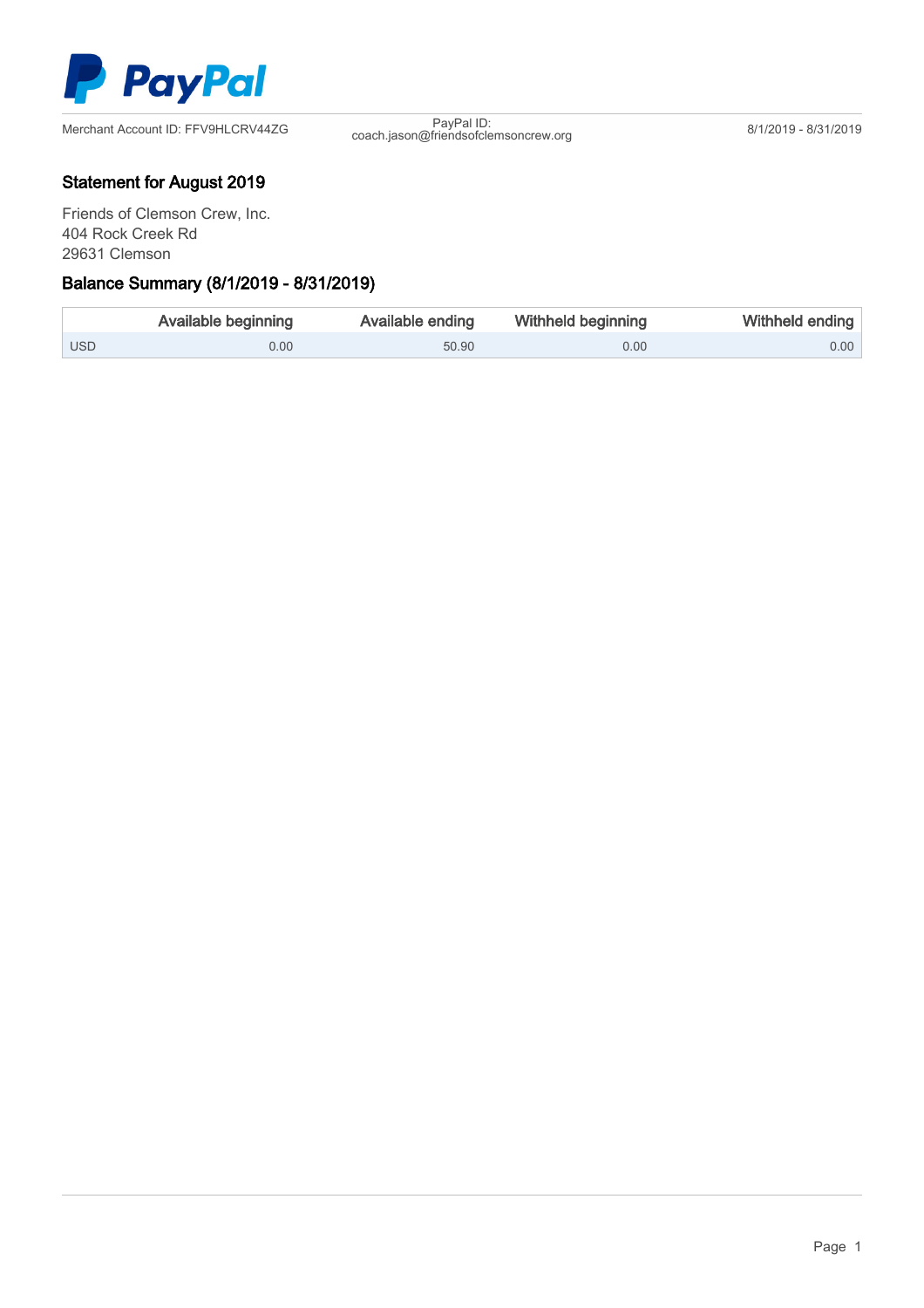PayPal

Merchant Account ID: FFV9HLCRV44ZG

PayPal ID: coach.jason@friendsofclemsoncrew.org

8/1/2019 - 8/31/2019

## Statement for August 2019

Friends of Clemson Crew, Inc.
404 Rock Creek Rd
29631 Clemson

## Balance Summary (8/1/2019 - 8/31/2019)

| | Available beginning | Available ending | Withheld beginning | Withheld ending |
|---|---|---|---|---|
| USD | 0.00 | 50.90 | 0.00 | 0.00 |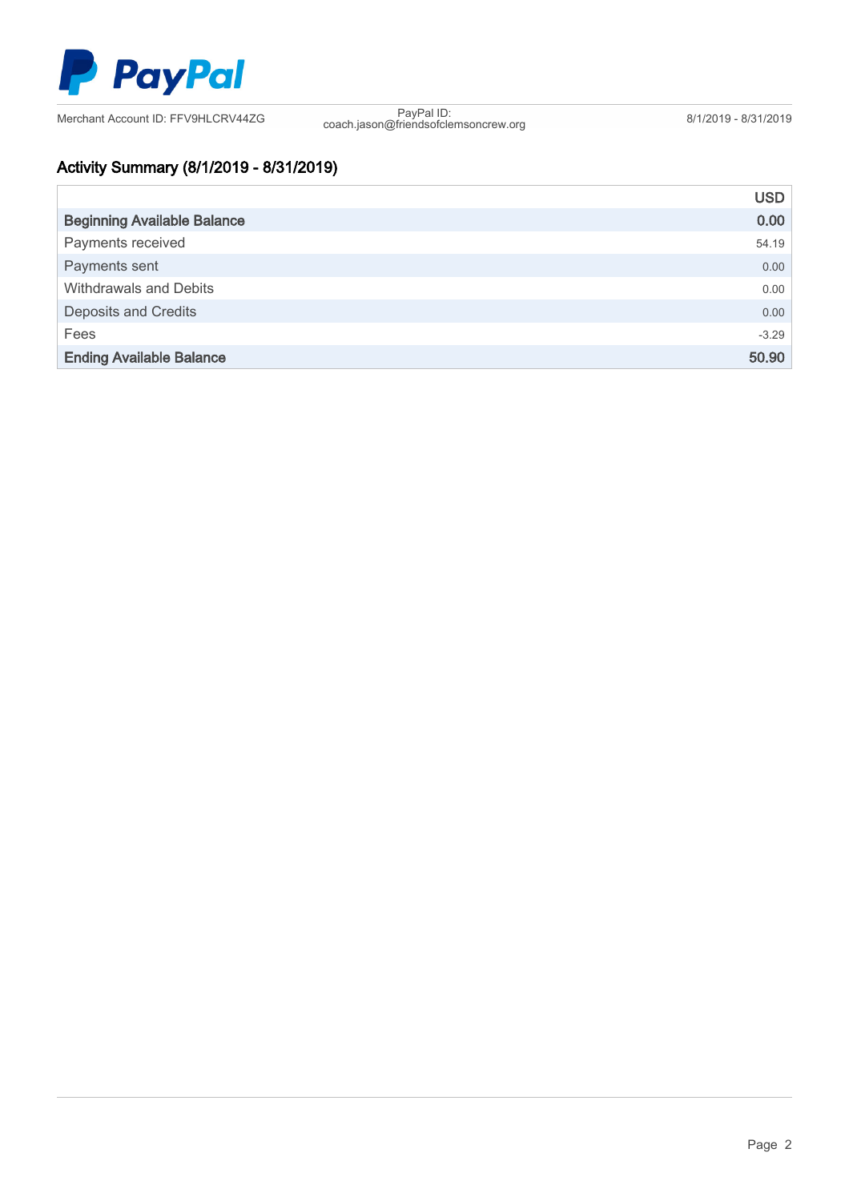PayPal

Merchant Account ID: FFV9HLCRV44ZG

PayPal ID: coach.jason@friendsofclemsoncrew.org

8/1/2019 - 8/31/2019

## Activity Summary (8/1/2019 - 8/31/2019)

| | USD |
|---|---|
| **Beginning Available Balance** | **0.00** |
| Payments received | 54.19 |
| Payments sent | 0.00 |
| Withdrawals and Debits | 0.00 |
| Deposits and Credits | 0.00 |
| Fees | -3.29 |
| **Ending Available Balance** | **50.90** |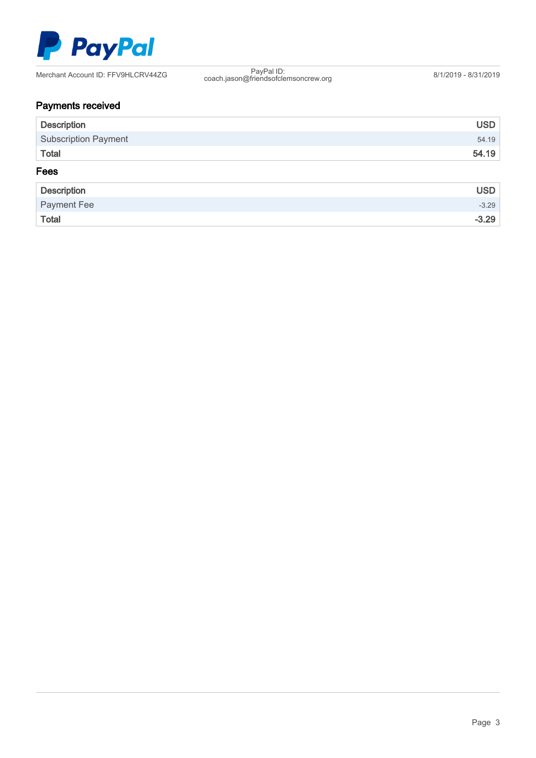PayPal

Merchant Account ID: FFV9HLCRV44ZG | PayPal ID: coach.jason@friendsofclemsoncrew.org | 8/1/2019 - 8/31/2019

## Payments received

| Description | USD |
| --- | --- |
| Subscription Payment | 54.19 |
| **Total** | **54.19** |

## Fees

| Description | USD |
| --- | --- |
| Payment Fee | -3.29 |
| **Total** | **-3.29** |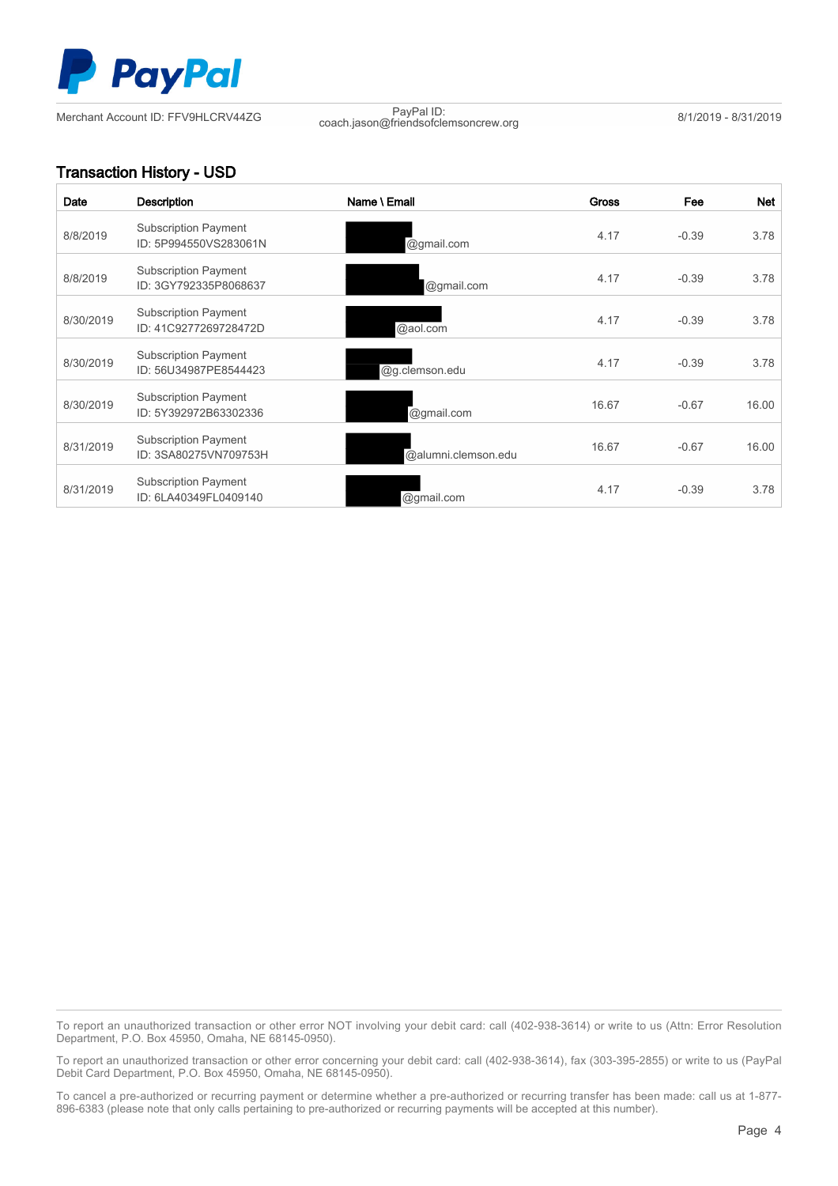PayPal

Merchant Account ID: FFV9HLCRV44ZG

PayPal ID:
coach.jason@friendsofclemsoncrew.org

8/1/2019 - 8/31/2019

## Transaction History - USD

| Date | Description | Name \ Email | Gross | Fee | Net |
|---|---|---|---|---|---|
| 8/8/2019 | Subscription Payment<br>ID: 5P994550VS283061N | @gmail.com | 4.17 | -0.39 | 3.78 |
| 8/8/2019 | Subscription Payment<br>ID: 3GY792335P8068637 | @gmail.com | 4.17 | -0.39 | 3.78 |
| 8/30/2019 | Subscription Payment<br>ID: 41C9277269728472D | @aol.com | 4.17 | -0.39 | 3.78 |
| 8/30/2019 | Subscription Payment<br>ID: 56U34987PE8544423 | @g.clemson.edu | 4.17 | -0.39 | 3.78 |
| 8/30/2019 | Subscription Payment<br>ID: 5Y392972B63302336 | @gmail.com | 16.67 | -0.67 | 16.00 |
| 8/31/2019 | Subscription Payment<br>ID: 3SA80275VN709753H | @alumni.clemson.edu | 16.67 | -0.67 | 16.00 |
| 8/31/2019 | Subscription Payment<br>ID: 6LA40349FL0409140 | @gmail.com | 4.17 | -0.39 | 3.78 |

To report an unauthorized transaction or other error NOT involving your debit card: call (402-938-3614) or write to us (Attn: Error Resolution Department, P.O. Box 45950, Omaha, NE 68145-0950).

To report an unauthorized transaction or other error concerning your debit card: call (402-938-3614), fax (303-395-2855) or write to us (PayPal Debit Card Department, P.O. Box 45950, Omaha, NE 68145-0950).

To cancel a pre-authorized or recurring payment or determine whether a pre-authorized or recurring transfer has been made: call us at 1-877-896-6383 (please note that only calls pertaining to pre-authorized or recurring payments will be accepted at this number).